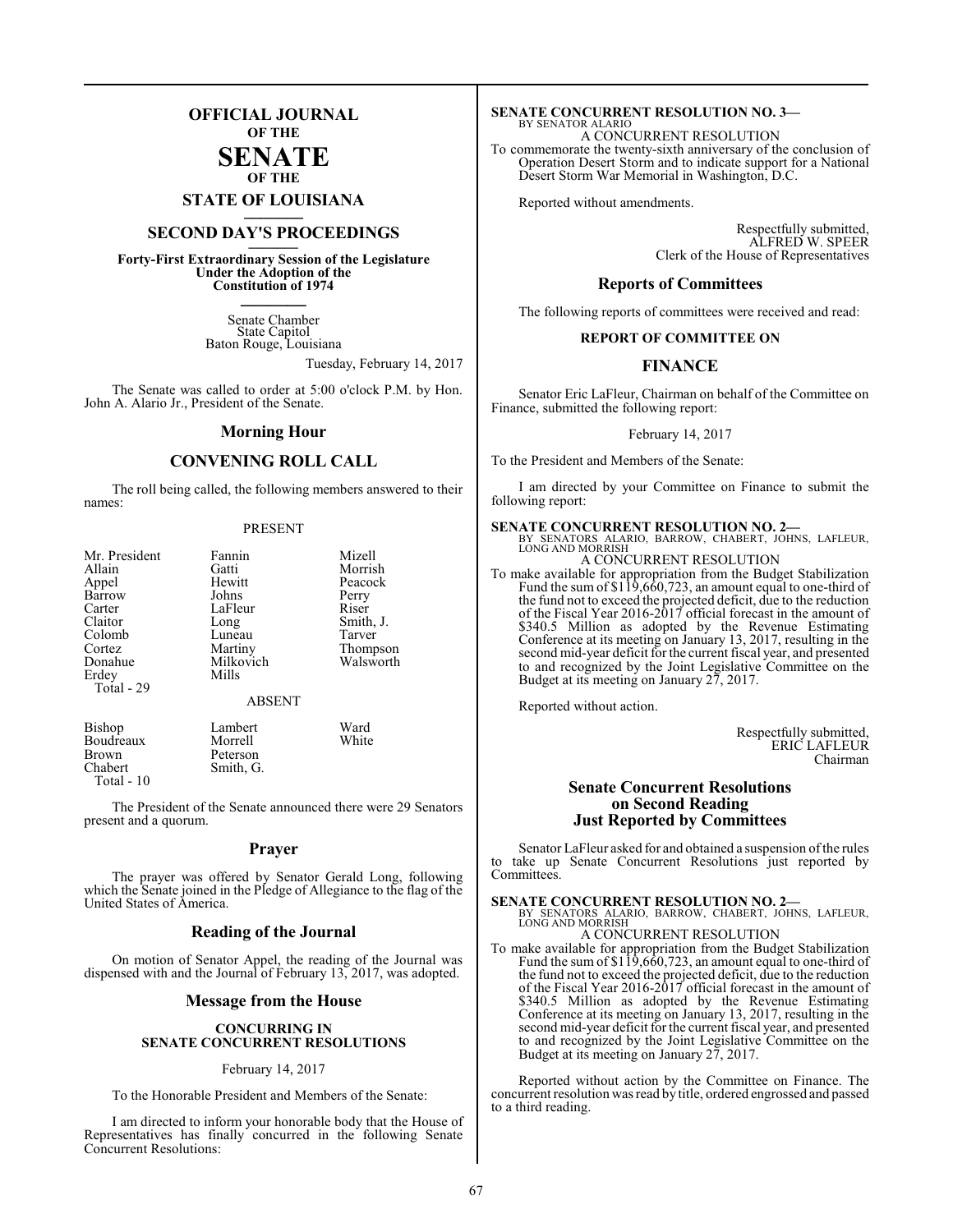# OFFICIAL JOURNAL
## OF THE
# SENATE
## OF THE
## STATE OF LOUISIANA

## SECOND DAY'S PROCEEDINGS

**Forty-First Extraordinary Session of the Legislature Under the Adoption of the Constitution of 1974**

Senate Chamber
State Capitol
Baton Rouge, Louisiana

Tuesday, February 14, 2017

The Senate was called to order at 5:00 o'clock P.M. by Hon. John A. Alario Jr., President of the Senate.

## Morning Hour

## CONVENING ROLL CALL

The roll being called, the following members answered to their names:

PRESENT

| | | |
|---|---|---|
| Mr. President | Fannin | Mizell |
| Allain | Gatti | Morrish |
| Appel | Hewitt | Peacock |
| Barrow | Johns | Perry |
| Carter | LaFleur | Riser |
| Claitor | Long | Smith, J. |
| Colomb | Luneau | Tarver |
| Cortez | Martiny | Thompson |
| Donahue | Milkovich | Walsworth |
| Erdey | Mills | |

Total - 29

ABSENT

| | | |
|---|---|---|
| Bishop | Lambert | Ward |
| Boudreaux | Morrell | White |
| Brown | Peterson | |
| Chabert | Smith, G. | |

Total - 10

The President of the Senate announced there were 29 Senators present and a quorum.

## Prayer

The prayer was offered by Senator Gerald Long, following which the Senate joined in the Pledge of Allegiance to the flag of the United States of America.

## Reading of the Journal

On motion of Senator Appel, the reading of the Journal was dispensed with and the Journal of February 13, 2017, was adopted.

## Message from the House

### CONCURRING IN SENATE CONCURRENT RESOLUTIONS

February 14, 2017

To the Honorable President and Members of the Senate:

I am directed to inform your honorable body that the House of Representatives has finally concurred in the following Senate Concurrent Resolutions:

**SENATE CONCURRENT RESOLUTION NO. 3—**
BY SENATOR ALARIO
A CONCURRENT RESOLUTION
To commemorate the twenty-sixth anniversary of the conclusion of Operation Desert Storm and to indicate support for a National Desert Storm War Memorial in Washington, D.C.

Reported without amendments.

Respectfully submitted,
ALFRED W. SPEER
Clerk of the House of Representatives

## Reports of Committees

The following reports of committees were received and read:

### REPORT OF COMMITTEE ON

### FINANCE

Senator Eric LaFleur, Chairman on behalf of the Committee on Finance, submitted the following report:

February 14, 2017

To the President and Members of the Senate:

I am directed by your Committee on Finance to submit the following report:

**SENATE CONCURRENT RESOLUTION NO. 2—**
BY SENATORS ALARIO, BARROW, CHABERT, JOHNS, LAFLEUR, LONG AND MORRISH
A CONCURRENT RESOLUTION
To make available for appropriation from the Budget Stabilization Fund the sum of $119,660,723, an amount equal to one-third of the fund not to exceed the projected deficit, due to the reduction of the Fiscal Year 2016-2017 official forecast in the amount of $340.5 Million as adopted by the Revenue Estimating Conference at its meeting on January 13, 2017, resulting in the second mid-year deficit for the current fiscal year, and presented to and recognized by the Joint Legislative Committee on the Budget at its meeting on January 27, 2017.

Reported without action.

Respectfully submitted,
ERIC LAFLEUR
Chairman

## Senate Concurrent Resolutions on Second Reading Just Reported by Committees

Senator LaFleur asked for and obtained a suspension of the rules to take up Senate Concurrent Resolutions just reported by Committees.

**SENATE CONCURRENT RESOLUTION NO. 2—**
BY SENATORS ALARIO, BARROW, CHABERT, JOHNS, LAFLEUR, LONG AND MORRISH
A CONCURRENT RESOLUTION
To make available for appropriation from the Budget Stabilization Fund the sum of $119,660,723, an amount equal to one-third of the fund not to exceed the projected deficit, due to the reduction of the Fiscal Year 2016-2017 official forecast in the amount of $340.5 Million as adopted by the Revenue Estimating Conference at its meeting on January 13, 2017, resulting in the second mid-year deficit for the current fiscal year, and presented to and recognized by the Joint Legislative Committee on the Budget at its meeting on January 27, 2017.

Reported without action by the Committee on Finance. The concurrent resolution was read by title, ordered engrossed and passed to a third reading.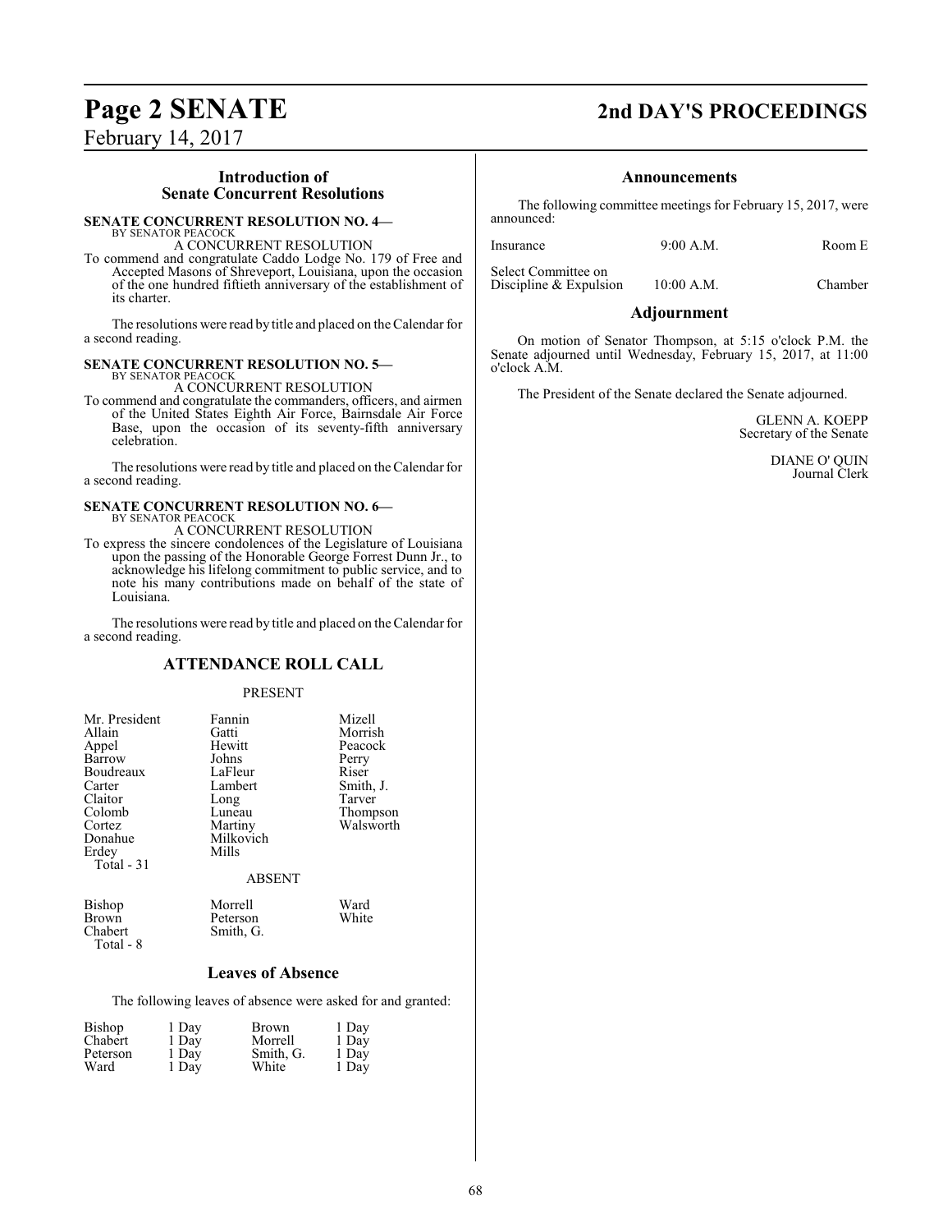## Introduction of Senate Concurrent Resolutions

**SENATE CONCURRENT RESOLUTION NO. 4—**
BY SENATOR PEACOCK

A CONCURRENT RESOLUTION

To commend and congratulate Caddo Lodge No. 179 of Free and Accepted Masons of Shreveport, Louisiana, upon the occasion of the one hundred fiftieth anniversary of the establishment of its charter.

The resolutions were read by title and placed on the Calendar for a second reading.

**SENATE CONCURRENT RESOLUTION NO. 5—**
BY SENATOR PEACOCK

A CONCURRENT RESOLUTION

To commend and congratulate the commanders, officers, and airmen of the United States Eighth Air Force, Bairnsdale Air Force Base, upon the occasion of its seventy-fifth anniversary celebration.

The resolutions were read by title and placed on the Calendar for a second reading.

**SENATE CONCURRENT RESOLUTION NO. 6—**
BY SENATOR PEACOCK

A CONCURRENT RESOLUTION

To express the sincere condolences of the Legislature of Louisiana upon the passing of the Honorable George Forrest Dunn Jr., to acknowledge his lifelong commitment to public service, and to note his many contributions made on behalf of the state of Louisiana.

The resolutions were read by title and placed on the Calendar for a second reading.

## ATTENDANCE ROLL CALL

PRESENT

| | | |
|---|---|---|
| Mr. President | Fannin | Mizell |
| Allain | Gatti | Morrish |
| Appel | Hewitt | Peacock |
| Barrow | Johns | Perry |
| Boudreaux | LaFleur | Riser |
| Carter | Lambert | Smith, J. |
| Claitor | Long | Tarver |
| Colomb | Luneau | Thompson |
| Cortez | Martiny | Walsworth |
| Donahue | Milkovich | |
| Erdey | Mills | |

Total - 31

ABSENT

| | | |
|---|---|---|
| Bishop | Morrell | Ward |
| Brown | Peterson | White |
| Chabert | Smith, G. | |

Total - 8

## Leaves of Absence

The following leaves of absence were asked for and granted:

| | | | |
|---|---|---|---|
| Bishop | 1 Day | Brown | 1 Day |
| Chabert | 1 Day | Morrell | 1 Day |
| Peterson | 1 Day | Smith, G. | 1 Day |
| Ward | 1 Day | White | 1 Day |

## Announcements

The following committee meetings for February 15, 2017, were announced:

| | | |
|---|---|---|
| Insurance | 9:00 A.M. | Room E |
| Select Committee on Discipline & Expulsion | 10:00 A.M. | Chamber |

## Adjournment

On motion of Senator Thompson, at 5:15 o'clock P.M. the Senate adjourned until Wednesday, February 15, 2017, at 11:00 o'clock A.M.

The President of the Senate declared the Senate adjourned.

GLENN A. KOEPP
Secretary of the Senate

DIANE O' QUIN
Journal Clerk